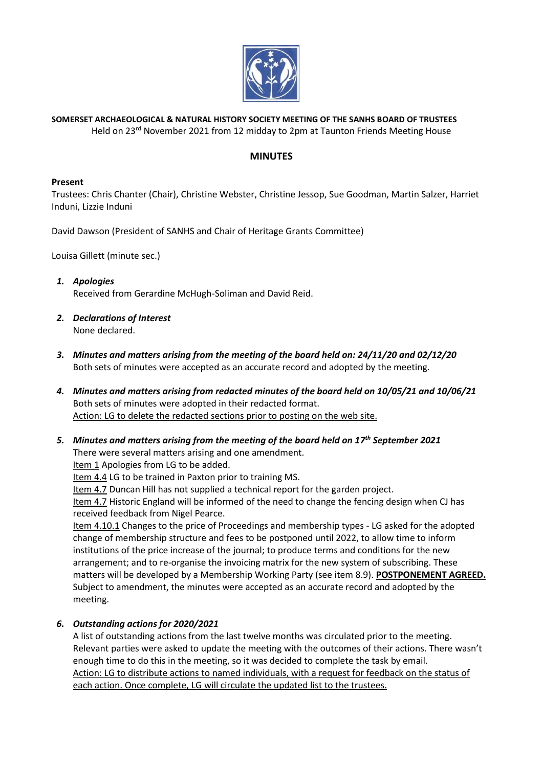**SOMERSET ARCHAEOLOGICAL & NATURAL HISTORY SOCIETY MEETING OF THE SANHS BOARD OF TRUSTEES**

Held on 23rd November 2021 from 12 midday to 2pm at Taunton Friends Meeting House

## MINUTES

**Present**

Trustees: Chris Chanter (Chair), Christine Webster, Christine Jessop, Sue Goodman, Martin Salzer, Harriet Induni, Lizzie Induni

David Dawson (President of SANHS and Chair of Heritage Grants Committee)

Louisa Gillett (minute sec.)

1. ***Apologies***

   Received from Gerardine McHugh-Soliman and David Reid.

2. ***Declarations of Interest***

   None declared.

3. ***Minutes and matters arising from the meeting of the board held on: 24/11/20 and 02/12/20***

   Both sets of minutes were accepted as an accurate record and adopted by the meeting.

4. ***Minutes and matters arising from redacted minutes of the board held on 10/05/21 and 10/06/21***

   Both sets of minutes were adopted in their redacted format.

   Action: LG to delete the redacted sections prior to posting on the web site.

5. ***Minutes and matters arising from the meeting of the board held on 17th September 2021***

   There were several matters arising and one amendment.

   Item 1 Apologies from LG to be added.

   Item 4.4 LG to be trained in Paxton prior to training MS.

   Item 4.7 Duncan Hill has not supplied a technical report for the garden project.

   Item 4.7 Historic England will be informed of the need to change the fencing design when CJ has received feedback from Nigel Pearce.

   Item 4.10.1 Changes to the price of Proceedings and membership types - LG asked for the adopted change of membership structure and fees to be postponed until 2022, to allow time to inform institutions of the price increase of the journal; to produce terms and conditions for the new arrangement; and to re-organise the invoicing matrix for the new system of subscribing. These matters will be developed by a Membership Working Party (see item 8.9). **POSTPONEMENT AGREED.**

   Subject to amendment, the minutes were accepted as an accurate record and adopted by the meeting.

6. ***Outstanding actions for 2020/2021***

   A list of outstanding actions from the last twelve months was circulated prior to the meeting. Relevant parties were asked to update the meeting with the outcomes of their actions. There wasn't enough time to do this in the meeting, so it was decided to complete the task by email.

   Action: LG to distribute actions to named individuals, with a request for feedback on the status of each action. Once complete, LG will circulate the updated list to the trustees.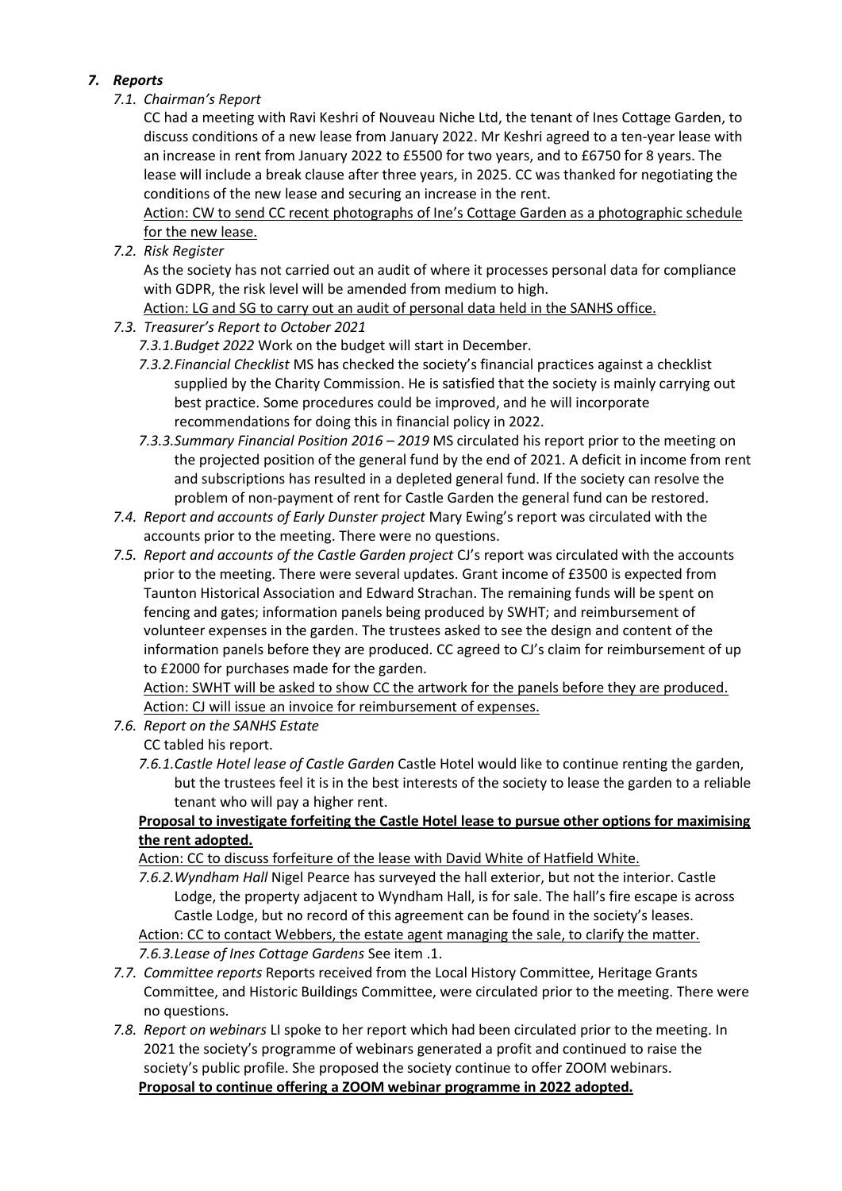## *7. Reports*

*7.1. Chairman's Report*

CC had a meeting with Ravi Keshri of Nouveau Niche Ltd, the tenant of Ines Cottage Garden, to discuss conditions of a new lease from January 2022. Mr Keshri agreed to a ten-year lease with an increase in rent from January 2022 to £5500 for two years, and to £6750 for 8 years. The lease will include a break clause after three years, in 2025. CC was thanked for negotiating the conditions of the new lease and securing an increase in the rent.

<u>Action: CW to send CC recent photographs of Ine's Cottage Garden as a photographic schedule for the new lease.</u>

*7.2. Risk Register*

As the society has not carried out an audit of where it processes personal data for compliance with GDPR, the risk level will be amended from medium to high.

<u>Action: LG and SG to carry out an audit of personal data held in the SANHS office.</u>

*7.3. Treasurer's Report to October 2021*

*7.3.1. Budget 2022* Work on the budget will start in December.

*7.3.2. Financial Checklist* MS has checked the society's financial practices against a checklist supplied by the Charity Commission. He is satisfied that the society is mainly carrying out best practice. Some procedures could be improved, and he will incorporate recommendations for doing this in financial policy in 2022.

*7.3.3. Summary Financial Position 2016 – 2019* MS circulated his report prior to the meeting on the projected position of the general fund by the end of 2021. A deficit in income from rent and subscriptions has resulted in a depleted general fund. If the society can resolve the problem of non-payment of rent for Castle Garden the general fund can be restored.

*7.4. Report and accounts of Early Dunster project* Mary Ewing's report was circulated with the accounts prior to the meeting. There were no questions.

*7.5. Report and accounts of the Castle Garden project* CJ's report was circulated with the accounts prior to the meeting. There were several updates. Grant income of £3500 is expected from Taunton Historical Association and Edward Strachan. The remaining funds will be spent on fencing and gates; information panels being produced by SWHT; and reimbursement of volunteer expenses in the garden. The trustees asked to see the design and content of the information panels before they are produced. CC agreed to CJ's claim for reimbursement of up to £2000 for purchases made for the garden.

<u>Action: SWHT will be asked to show CC the artwork for the panels before they are produced.</u>
<u>Action: CJ will issue an invoice for reimbursement of expenses.</u>

*7.6. Report on the SANHS Estate*

CC tabled his report.

*7.6.1. Castle Hotel lease of Castle Garden* Castle Hotel would like to continue renting the garden, but the trustees feel it is in the best interests of the society to lease the garden to a reliable tenant who will pay a higher rent.

**<u>Proposal to investigate forfeiting the Castle Hotel lease to pursue other options for maximising the rent adopted.</u>**

<u>Action: CC to discuss forfeiture of the lease with David White of Hatfield White.</u>

*7.6.2. Wyndham Hall* Nigel Pearce has surveyed the hall exterior, but not the interior. Castle Lodge, the property adjacent to Wyndham Hall, is for sale. The hall's fire escape is across Castle Lodge, but no record of this agreement can be found in the society's leases.

<u>Action: CC to contact Webbers, the estate agent managing the sale, to clarify the matter.</u>

*7.6.3. Lease of Ines Cottage Gardens* See item .1.

*7.7. Committee reports* Reports received from the Local History Committee, Heritage Grants Committee, and Historic Buildings Committee, were circulated prior to the meeting. There were no questions.

*7.8. Report on webinars* LI spoke to her report which had been circulated prior to the meeting. In 2021 the society's programme of webinars generated a profit and continued to raise the society's public profile. She proposed the society continue to offer ZOOM webinars.

**<u>Proposal to continue offering a ZOOM webinar programme in 2022 adopted.</u>**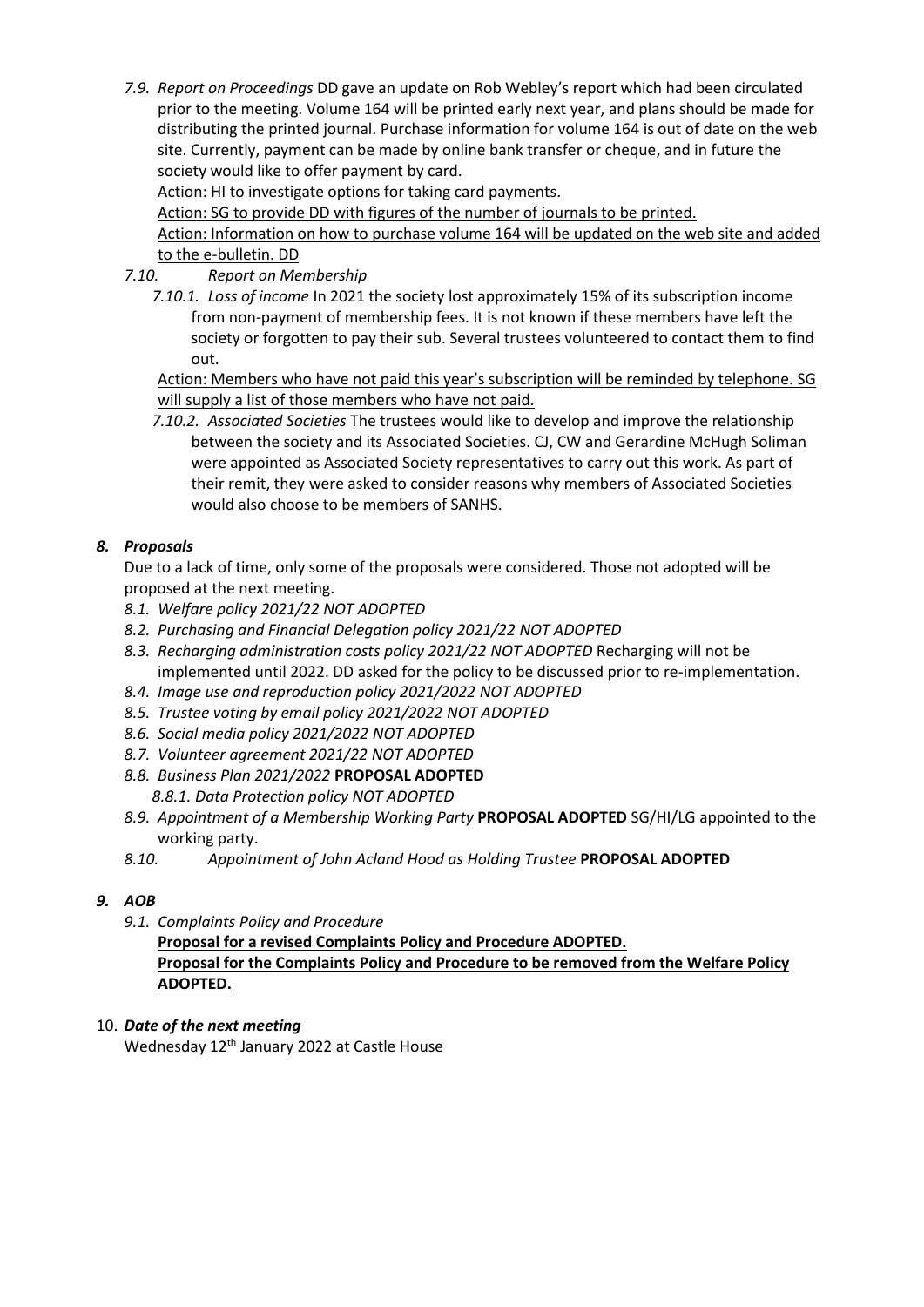*7.9. Report on Proceedings* DD gave an update on Rob Webley's report which had been circulated prior to the meeting. Volume 164 will be printed early next year, and plans should be made for distributing the printed journal. Purchase information for volume 164 is out of date on the web site. Currently, payment can be made by online bank transfer or cheque, and in future the society would like to offer payment by card.

Action: HI to investigate options for taking card payments.

Action: SG to provide DD with figures of the number of journals to be printed.

Action: Information on how to purchase volume 164 will be updated on the web site and added to the e-bulletin. DD

*7.10. Report on Membership*

*7.10.1. Loss of income* In 2021 the society lost approximately 15% of its subscription income from non-payment of membership fees. It is not known if these members have left the society or forgotten to pay their sub. Several trustees volunteered to contact them to find out.

Action: Members who have not paid this year's subscription will be reminded by telephone. SG will supply a list of those members who have not paid.

*7.10.2. Associated Societies* The trustees would like to develop and improve the relationship between the society and its Associated Societies. CJ, CW and Gerardine McHugh Soliman were appointed as Associated Society representatives to carry out this work. As part of their remit, they were asked to consider reasons why members of Associated Societies would also choose to be members of SANHS.

## *8. Proposals*

Due to a lack of time, only some of the proposals were considered. Those not adopted will be proposed at the next meeting.

- *8.1. Welfare policy 2021/22 NOT ADOPTED*
- *8.2. Purchasing and Financial Delegation policy 2021/22 NOT ADOPTED*
- *8.3. Recharging administration costs policy 2021/22 NOT ADOPTED* Recharging will not be implemented until 2022. DD asked for the policy to be discussed prior to re-implementation.
- *8.4. Image use and reproduction policy 2021/2022 NOT ADOPTED*
- *8.5. Trustee voting by email policy 2021/2022 NOT ADOPTED*
- *8.6. Social media policy 2021/2022 NOT ADOPTED*
- *8.7. Volunteer agreement 2021/22 NOT ADOPTED*
- *8.8. Business Plan 2021/2022* **PROPOSAL ADOPTED**
  - *8.8.1. Data Protection policy NOT ADOPTED*
- *8.9. Appointment of a Membership Working Party* **PROPOSAL ADOPTED** SG/HI/LG appointed to the working party.
- *8.10. Appointment of John Acland Hood as Holding Trustee* **PROPOSAL ADOPTED**

## *9. AOB*

*9.1. Complaints Policy and Procedure*

**Proposal for a revised Complaints Policy and Procedure ADOPTED.**

**Proposal for the Complaints Policy and Procedure to be removed from the Welfare Policy ADOPTED.**

## 10. *Date of the next meeting*

Wednesday 12th January 2022 at Castle House